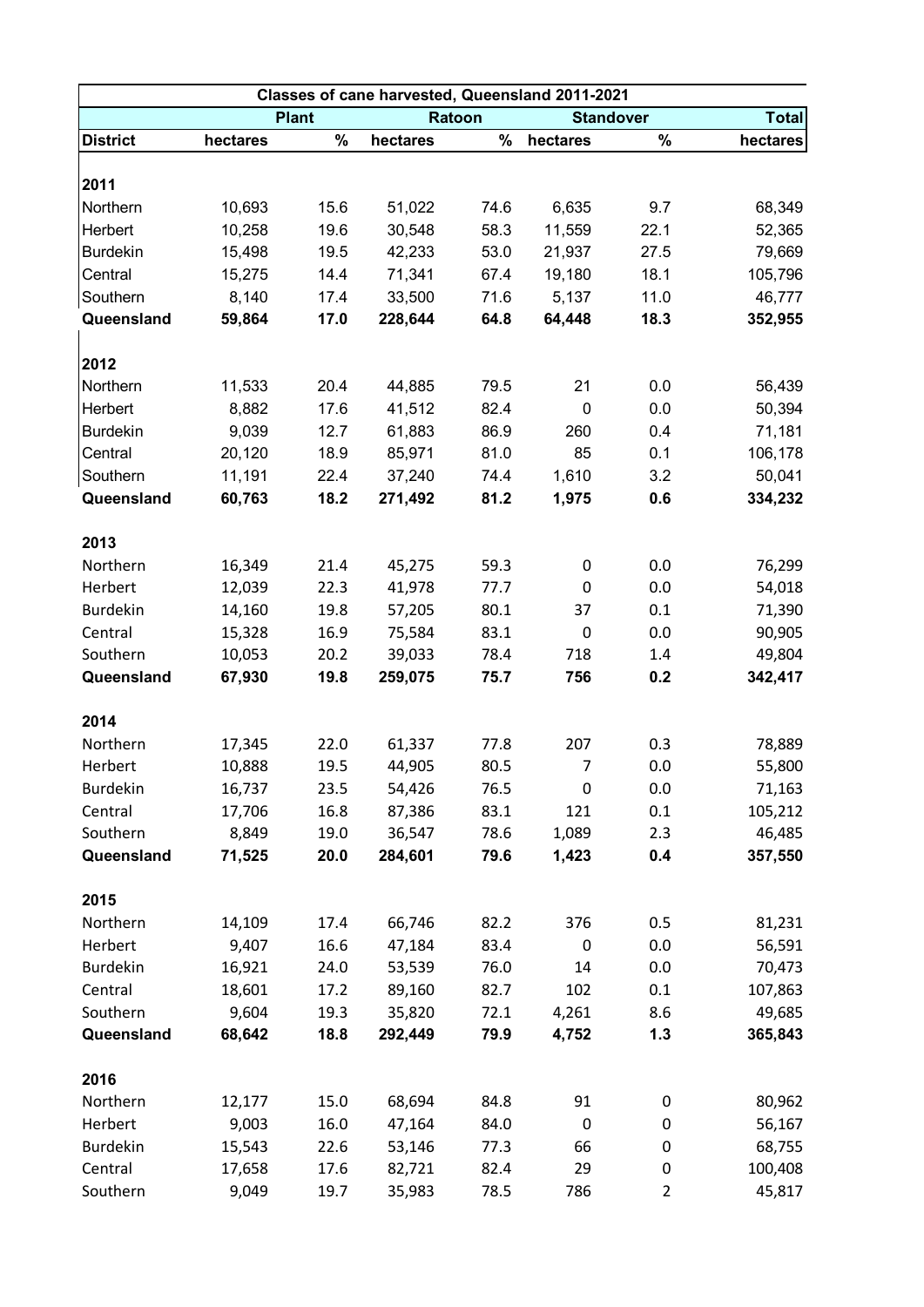| Classes of cane harvested, Queensland 2011-2021 | | | | | | | |
|---|---|---|---|---|---|---|---|
| | Plant | | Ratoon | | Standover | | Total |
| **District** | **hectares** | **%** | **hectares** | **%** | **hectares** | **%** | **hectares** |
| **2011** | | | | | | | |
| Northern | 10,693 | 15.6 | 51,022 | 74.6 | 6,635 | 9.7 | 68,349 |
| Herbert | 10,258 | 19.6 | 30,548 | 58.3 | 11,559 | 22.1 | 52,365 |
| Burdekin | 15,498 | 19.5 | 42,233 | 53.0 | 21,937 | 27.5 | 79,669 |
| Central | 15,275 | 14.4 | 71,341 | 67.4 | 19,180 | 18.1 | 105,796 |
| Southern | 8,140 | 17.4 | 33,500 | 71.6 | 5,137 | 11.0 | 46,777 |
| **Queensland** | **59,864** | **17.0** | **228,644** | **64.8** | **64,448** | **18.3** | **352,955** |
| **2012** | | | | | | | |
| Northern | 11,533 | 20.4 | 44,885 | 79.5 | 21 | 0.0 | 56,439 |
| Herbert | 8,882 | 17.6 | 41,512 | 82.4 | 0 | 0.0 | 50,394 |
| Burdekin | 9,039 | 12.7 | 61,883 | 86.9 | 260 | 0.4 | 71,181 |
| Central | 20,120 | 18.9 | 85,971 | 81.0 | 85 | 0.1 | 106,178 |
| Southern | 11,191 | 22.4 | 37,240 | 74.4 | 1,610 | 3.2 | 50,041 |
| **Queensland** | **60,763** | **18.2** | **271,492** | **81.2** | **1,975** | **0.6** | **334,232** |
| **2013** | | | | | | | |
| Northern | 16,349 | 21.4 | 45,275 | 59.3 | 0 | 0.0 | 76,299 |
| Herbert | 12,039 | 22.3 | 41,978 | 77.7 | 0 | 0.0 | 54,018 |
| Burdekin | 14,160 | 19.8 | 57,205 | 80.1 | 37 | 0.1 | 71,390 |
| Central | 15,328 | 16.9 | 75,584 | 83.1 | 0 | 0.0 | 90,905 |
| Southern | 10,053 | 20.2 | 39,033 | 78.4 | 718 | 1.4 | 49,804 |
| **Queensland** | **67,930** | **19.8** | **259,075** | **75.7** | **756** | **0.2** | **342,417** |
| **2014** | | | | | | | |
| Northern | 17,345 | 22.0 | 61,337 | 77.8 | 207 | 0.3 | 78,889 |
| Herbert | 10,888 | 19.5 | 44,905 | 80.5 | 7 | 0.0 | 55,800 |
| Burdekin | 16,737 | 23.5 | 54,426 | 76.5 | 0 | 0.0 | 71,163 |
| Central | 17,706 | 16.8 | 87,386 | 83.1 | 121 | 0.1 | 105,212 |
| Southern | 8,849 | 19.0 | 36,547 | 78.6 | 1,089 | 2.3 | 46,485 |
| **Queensland** | **71,525** | **20.0** | **284,601** | **79.6** | **1,423** | **0.4** | **357,550** |
| **2015** | | | | | | | |
| Northern | 14,109 | 17.4 | 66,746 | 82.2 | 376 | 0.5 | 81,231 |
| Herbert | 9,407 | 16.6 | 47,184 | 83.4 | 0 | 0.0 | 56,591 |
| Burdekin | 16,921 | 24.0 | 53,539 | 76.0 | 14 | 0.0 | 70,473 |
| Central | 18,601 | 17.2 | 89,160 | 82.7 | 102 | 0.1 | 107,863 |
| Southern | 9,604 | 19.3 | 35,820 | 72.1 | 4,261 | 8.6 | 49,685 |
| **Queensland** | **68,642** | **18.8** | **292,449** | **79.9** | **4,752** | **1.3** | **365,843** |
| **2016** | | | | | | | |
| Northern | 12,177 | 15.0 | 68,694 | 84.8 | 91 | 0 | 80,962 |
| Herbert | 9,003 | 16.0 | 47,164 | 84.0 | 0 | 0 | 56,167 |
| Burdekin | 15,543 | 22.6 | 53,146 | 77.3 | 66 | 0 | 68,755 |
| Central | 17,658 | 17.6 | 82,721 | 82.4 | 29 | 0 | 100,408 |
| Southern | 9,049 | 19.7 | 35,983 | 78.5 | 786 | 2 | 45,817 |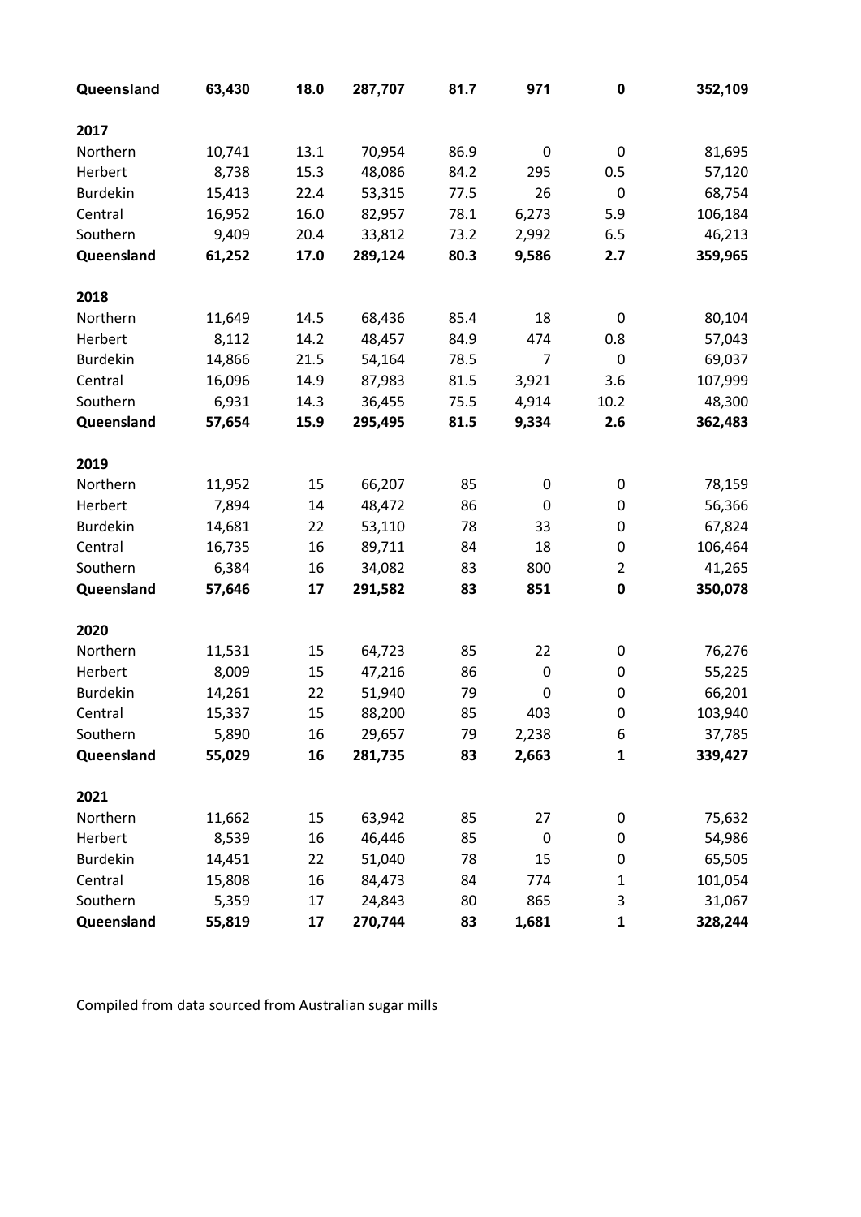| | | | | | | | |
|---|---|---|---|---|---|---|---|
| **Queensland** | **63,430** | **18.0** | **287,707** | **81.7** | **971** | **0** | **352,109** |
| **2017** | | | | | | | |
| Northern | 10,741 | 13.1 | 70,954 | 86.9 | 0 | 0 | 81,695 |
| Herbert | 8,738 | 15.3 | 48,086 | 84.2 | 295 | 0.5 | 57,120 |
| Burdekin | 15,413 | 22.4 | 53,315 | 77.5 | 26 | 0 | 68,754 |
| Central | 16,952 | 16.0 | 82,957 | 78.1 | 6,273 | 5.9 | 106,184 |
| Southern | 9,409 | 20.4 | 33,812 | 73.2 | 2,992 | 6.5 | 46,213 |
| **Queensland** | **61,252** | **17.0** | **289,124** | **80.3** | **9,586** | **2.7** | **359,965** |
| **2018** | | | | | | | |
| Northern | 11,649 | 14.5 | 68,436 | 85.4 | 18 | 0 | 80,104 |
| Herbert | 8,112 | 14.2 | 48,457 | 84.9 | 474 | 0.8 | 57,043 |
| Burdekin | 14,866 | 21.5 | 54,164 | 78.5 | 7 | 0 | 69,037 |
| Central | 16,096 | 14.9 | 87,983 | 81.5 | 3,921 | 3.6 | 107,999 |
| Southern | 6,931 | 14.3 | 36,455 | 75.5 | 4,914 | 10.2 | 48,300 |
| **Queensland** | **57,654** | **15.9** | **295,495** | **81.5** | **9,334** | **2.6** | **362,483** |
| **2019** | | | | | | | |
| Northern | 11,952 | 15 | 66,207 | 85 | 0 | 0 | 78,159 |
| Herbert | 7,894 | 14 | 48,472 | 86 | 0 | 0 | 56,366 |
| Burdekin | 14,681 | 22 | 53,110 | 78 | 33 | 0 | 67,824 |
| Central | 16,735 | 16 | 89,711 | 84 | 18 | 0 | 106,464 |
| Southern | 6,384 | 16 | 34,082 | 83 | 800 | 2 | 41,265 |
| **Queensland** | **57,646** | **17** | **291,582** | **83** | **851** | **0** | **350,078** |
| **2020** | | | | | | | |
| Northern | 11,531 | 15 | 64,723 | 85 | 22 | 0 | 76,276 |
| Herbert | 8,009 | 15 | 47,216 | 86 | 0 | 0 | 55,225 |
| Burdekin | 14,261 | 22 | 51,940 | 79 | 0 | 0 | 66,201 |
| Central | 15,337 | 15 | 88,200 | 85 | 403 | 0 | 103,940 |
| Southern | 5,890 | 16 | 29,657 | 79 | 2,238 | 6 | 37,785 |
| **Queensland** | **55,029** | **16** | **281,735** | **83** | **2,663** | **1** | **339,427** |
| **2021** | | | | | | | |
| Northern | 11,662 | 15 | 63,942 | 85 | 27 | 0 | 75,632 |
| Herbert | 8,539 | 16 | 46,446 | 85 | 0 | 0 | 54,986 |
| Burdekin | 14,451 | 22 | 51,040 | 78 | 15 | 0 | 65,505 |
| Central | 15,808 | 16 | 84,473 | 84 | 774 | 1 | 101,054 |
| Southern | 5,359 | 17 | 24,843 | 80 | 865 | 3 | 31,067 |
| **Queensland** | **55,819** | **17** | **270,744** | **83** | **1,681** | **1** | **328,244** |

Compiled from data sourced from Australian sugar mills